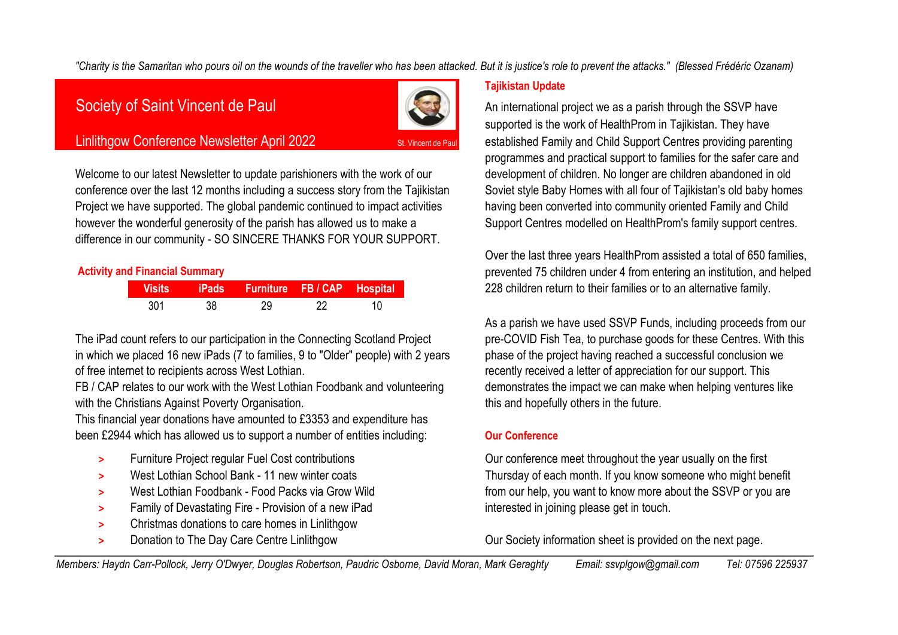*"Charity is the Samaritan who pours oil on the wounds of the traveller who has been attacked. But it is justice's role to prevent the attacks." (Blessed Frédéric Ozanam)*

# Society of Saint Vincent de Paul

## Linlithgow Conference Newsletter April 2022

St. Vincent de Paul

Welcome to our latest Newsletter to update parishioners with the work of our conference over the last 12 months including a success story from the Tajikistan Project we have supported. The global pandemic continued to impact activities however the wonderful generosity of the parish has allowed us to make a difference in our community - SO SINCERE THANKS FOR YOUR SUPPORT.

### Activity and Financial Summary

| Visits | iPads | Furniture | FB / CAP | Hospital |
|---|---|---|---|---|
| 301 | 38 | 29 | 22 | 10 |

The iPad count refers to our participation in the Connecting Scotland Project in which we placed 16 new iPads (7 to families, 9 to "Older" people) with 2 years of free internet to recipients across West Lothian.

FB / CAP relates to our work with the West Lothian Foodbank and volunteering with the Christians Against Poverty Organisation.

This financial year donations have amounted to £3353 and expenditure has been £2944 which has allowed us to support a number of entities including:

- Furniture Project regular Fuel Cost contributions
- West Lothian School Bank - 11 new winter coats
- West Lothian Foodbank - Food Packs via Grow Wild
- Family of Devastating Fire - Provision of a new iPad
- Christmas donations to care homes in Linlithgow
- Donation to The Day Care Centre Linlithgow

### Tajikistan Update

An international project we as a parish through the SSVP have supported is the work of HealthProm in Tajikistan. They have established Family and Child Support Centres providing parenting programmes and practical support to families for the safer care and development of children. No longer are children abandoned in old Soviet style Baby Homes with all four of Tajikistan's old baby homes having been converted into community oriented Family and Child Support Centres modelled on HealthProm's family support centres.

Over the last three years HealthProm assisted a total of 650 families, prevented 75 children under 4 from entering an institution, and helped 228 children return to their families or to an alternative family.

As a parish we have used SSVP Funds, including proceeds from our pre-COVID Fish Tea, to purchase goods for these Centres. With this phase of the project having reached a successful conclusion we recently received a letter of appreciation for our support. This demonstrates the impact we can make when helping ventures like this and hopefully others in the future.

### Our Conference

Our conference meet throughout the year usually on the first Thursday of each month. If you know someone who might benefit from our help, you want to know more about the SSVP or you are interested in joining please get in touch.

Our Society information sheet is provided on the next page.

*Members: Haydn Carr-Pollock, Jerry O'Dwyer, Douglas Robertson, Paudric Osborne, David Moran, Mark Geraghty     Email: ssvplgow@gmail.com     Tel: 07596 225937*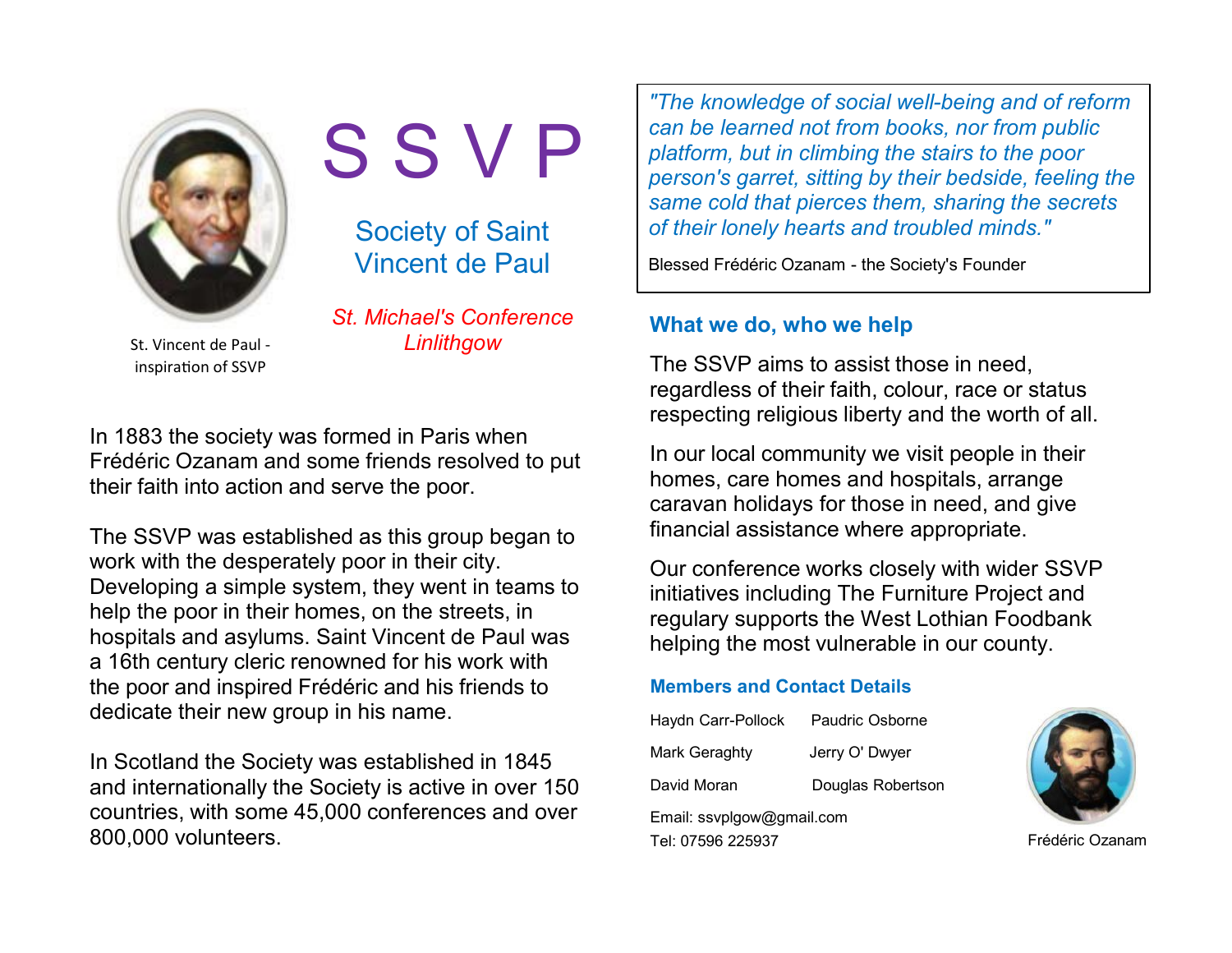# S S V P

## Society of Saint Vincent de Paul

*St. Michael's Conference Linlithgow*

St. Vincent de Paul - inspiration of SSVP

In 1883 the society was formed in Paris when Frédéric Ozanam and some friends resolved to put their faith into action and serve the poor.

The SSVP was established as this group began to work with the desperately poor in their city. Developing a simple system, they went in teams to help the poor in their homes, on the streets, in hospitals and asylums. Saint Vincent de Paul was a 16th century cleric renowned for his work with the poor and inspired Frédéric and his friends to dedicate their new group in his name.

In Scotland the Society was established in 1845 and internationally the Society is active in over 150 countries, with some 45,000 conferences and over 800,000 volunteers.

> *"The knowledge of social well-being and of reform can be learned not from books, nor from public platform, but in climbing the stairs to the poor person's garret, sitting by their bedside, feeling the same cold that pierces them, sharing the secrets of their lonely hearts and troubled minds."*
>
> Blessed Frédéric Ozanam - the Society's Founder

### What we do, who we help

The SSVP aims to assist those in need, regardless of their faith, colour, race or status respecting religious liberty and the worth of all.

In our local community we visit people in their homes, care homes and hospitals, arrange caravan holidays for those in need, and give financial assistance where appropriate.

Our conference works closely with wider SSVP initiatives including The Furniture Project and regulary supports the West Lothian Foodbank helping the most vulnerable in our county.

### Members and Contact Details

Haydn Carr-Pollock
Paudric Osborne
Mark Geraghty
Jerry O' Dwyer
David Moran
Douglas Robertson

Email: ssvplgow@gmail.com
Tel: 07596 225937

Frédéric Ozanam